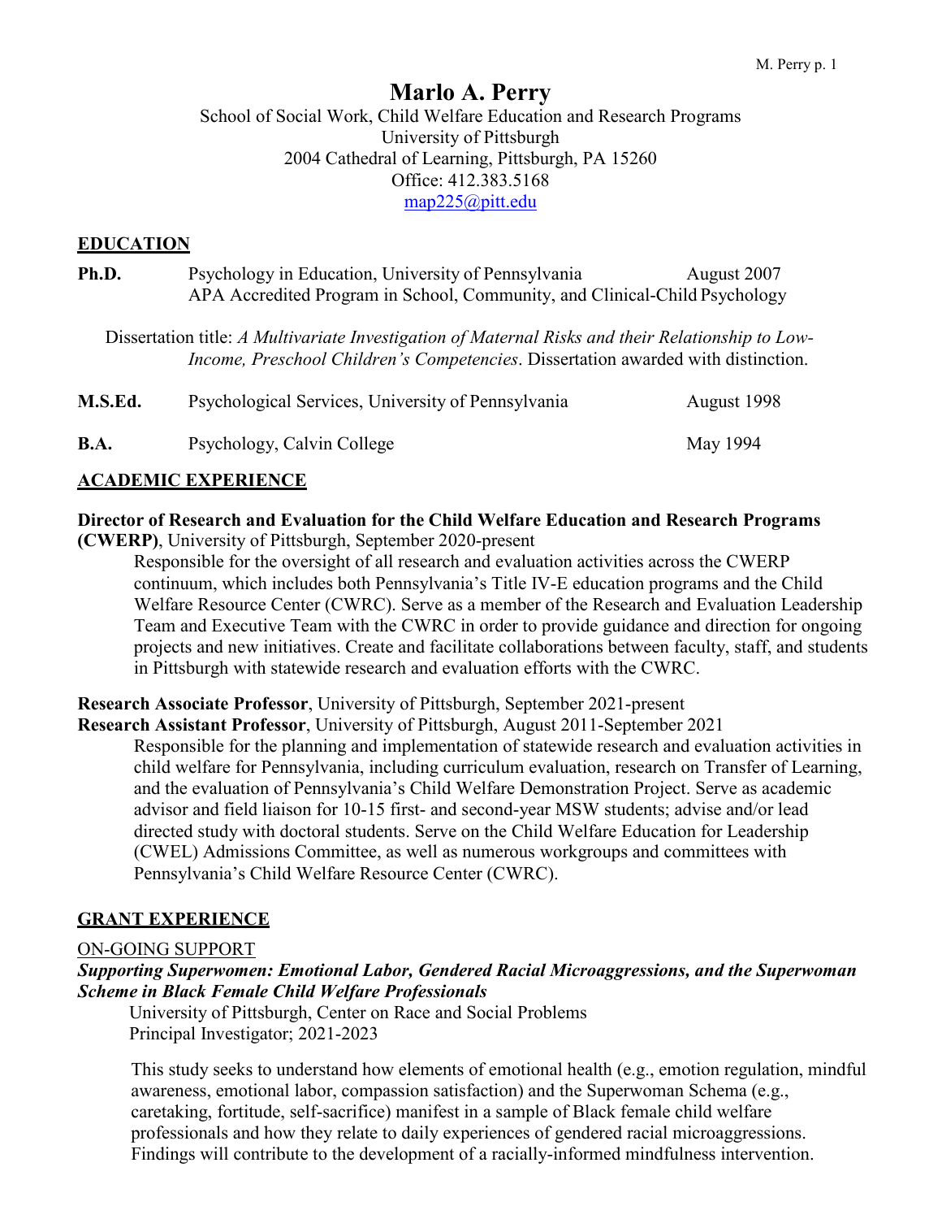# Marlo A. Perry

School of Social Work, Child Welfare Education and Research Programs
University of Pittsburgh
2004 Cathedral of Learning, Pittsburgh, PA 15260
Office: 412.383.5168
map225@pitt.edu

## EDUCATION

**Ph.D.** Psychology in Education, University of Pennsylvania — August 2007
APA Accredited Program in School, Community, and Clinical-Child Psychology

Dissertation title: *A Multivariate Investigation of Maternal Risks and their Relationship to Low-Income, Preschool Children's Competencies*. Dissertation awarded with distinction.

**M.S.Ed.** Psychological Services, University of Pennsylvania — August 1998

**B.A.** Psychology, Calvin College — May 1994

## ACADEMIC EXPERIENCE

**Director of Research and Evaluation for the Child Welfare Education and Research Programs (CWERP)**, University of Pittsburgh, September 2020-present

Responsible for the oversight of all research and evaluation activities across the CWERP continuum, which includes both Pennsylvania's Title IV-E education programs and the Child Welfare Resource Center (CWRC). Serve as a member of the Research and Evaluation Leadership Team and Executive Team with the CWRC in order to provide guidance and direction for ongoing projects and new initiatives. Create and facilitate collaborations between faculty, staff, and students in Pittsburgh with statewide research and evaluation efforts with the CWRC.

**Research Associate Professor**, University of Pittsburgh, September 2021-present
**Research Assistant Professor**, University of Pittsburgh, August 2011-September 2021

Responsible for the planning and implementation of statewide research and evaluation activities in child welfare for Pennsylvania, including curriculum evaluation, research on Transfer of Learning, and the evaluation of Pennsylvania's Child Welfare Demonstration Project. Serve as academic advisor and field liaison for 10-15 first- and second-year MSW students; advise and/or lead directed study with doctoral students. Serve on the Child Welfare Education for Leadership (CWEL) Admissions Committee, as well as numerous workgroups and committees with Pennsylvania's Child Welfare Resource Center (CWRC).

## GRANT EXPERIENCE

ON-GOING SUPPORT

***Supporting Superwomen: Emotional Labor, Gendered Racial Microaggressions, and the Superwoman Scheme in Black Female Child Welfare Professionals***

University of Pittsburgh, Center on Race and Social Problems
Principal Investigator; 2021-2023

This study seeks to understand how elements of emotional health (e.g., emotion regulation, mindful awareness, emotional labor, compassion satisfaction) and the Superwoman Schema (e.g., caretaking, fortitude, self-sacrifice) manifest in a sample of Black female child welfare professionals and how they relate to daily experiences of gendered racial microaggressions. Findings will contribute to the development of a racially-informed mindfulness intervention.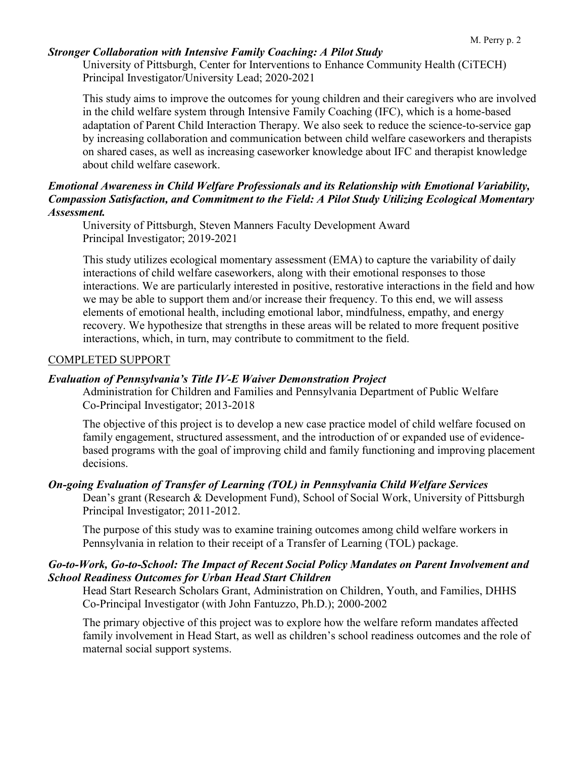***Stronger Collaboration with Intensive Family Coaching: A Pilot Study***

University of Pittsburgh, Center for Interventions to Enhance Community Health (CiTECH)
Principal Investigator/University Lead; 2020-2021

This study aims to improve the outcomes for young children and their caregivers who are involved in the child welfare system through Intensive Family Coaching (IFC), which is a home-based adaptation of Parent Child Interaction Therapy. We also seek to reduce the science-to-service gap by increasing collaboration and communication between child welfare caseworkers and therapists on shared cases, as well as increasing caseworker knowledge about IFC and therapist knowledge about child welfare casework.

***Emotional Awareness in Child Welfare Professionals and its Relationship with Emotional Variability, Compassion Satisfaction, and Commitment to the Field: A Pilot Study Utilizing Ecological Momentary Assessment.***

University of Pittsburgh, Steven Manners Faculty Development Award
Principal Investigator; 2019-2021

This study utilizes ecological momentary assessment (EMA) to capture the variability of daily interactions of child welfare caseworkers, along with their emotional responses to those interactions. We are particularly interested in positive, restorative interactions in the field and how we may be able to support them and/or increase their frequency. To this end, we will assess elements of emotional health, including emotional labor, mindfulness, empathy, and energy recovery. We hypothesize that strengths in these areas will be related to more frequent positive interactions, which, in turn, may contribute to commitment to the field.

COMPLETED SUPPORT

***Evaluation of Pennsylvania's Title IV-E Waiver Demonstration Project***

Administration for Children and Families and Pennsylvania Department of Public Welfare
Co-Principal Investigator; 2013-2018

The objective of this project is to develop a new case practice model of child welfare focused on family engagement, structured assessment, and the introduction of or expanded use of evidence-based programs with the goal of improving child and family functioning and improving placement decisions.

***On-going Evaluation of Transfer of Learning (TOL) in Pennsylvania Child Welfare Services***

Dean's grant (Research & Development Fund), School of Social Work, University of Pittsburgh
Principal Investigator; 2011-2012.

The purpose of this study was to examine training outcomes among child welfare workers in Pennsylvania in relation to their receipt of a Transfer of Learning (TOL) package.

***Go-to-Work, Go-to-School: The Impact of Recent Social Policy Mandates on Parent Involvement and School Readiness Outcomes for Urban Head Start Children***

Head Start Research Scholars Grant, Administration on Children, Youth, and Families, DHHS
Co-Principal Investigator (with John Fantuzzo, Ph.D.); 2000-2002

The primary objective of this project was to explore how the welfare reform mandates affected family involvement in Head Start, as well as children's school readiness outcomes and the role of maternal social support systems.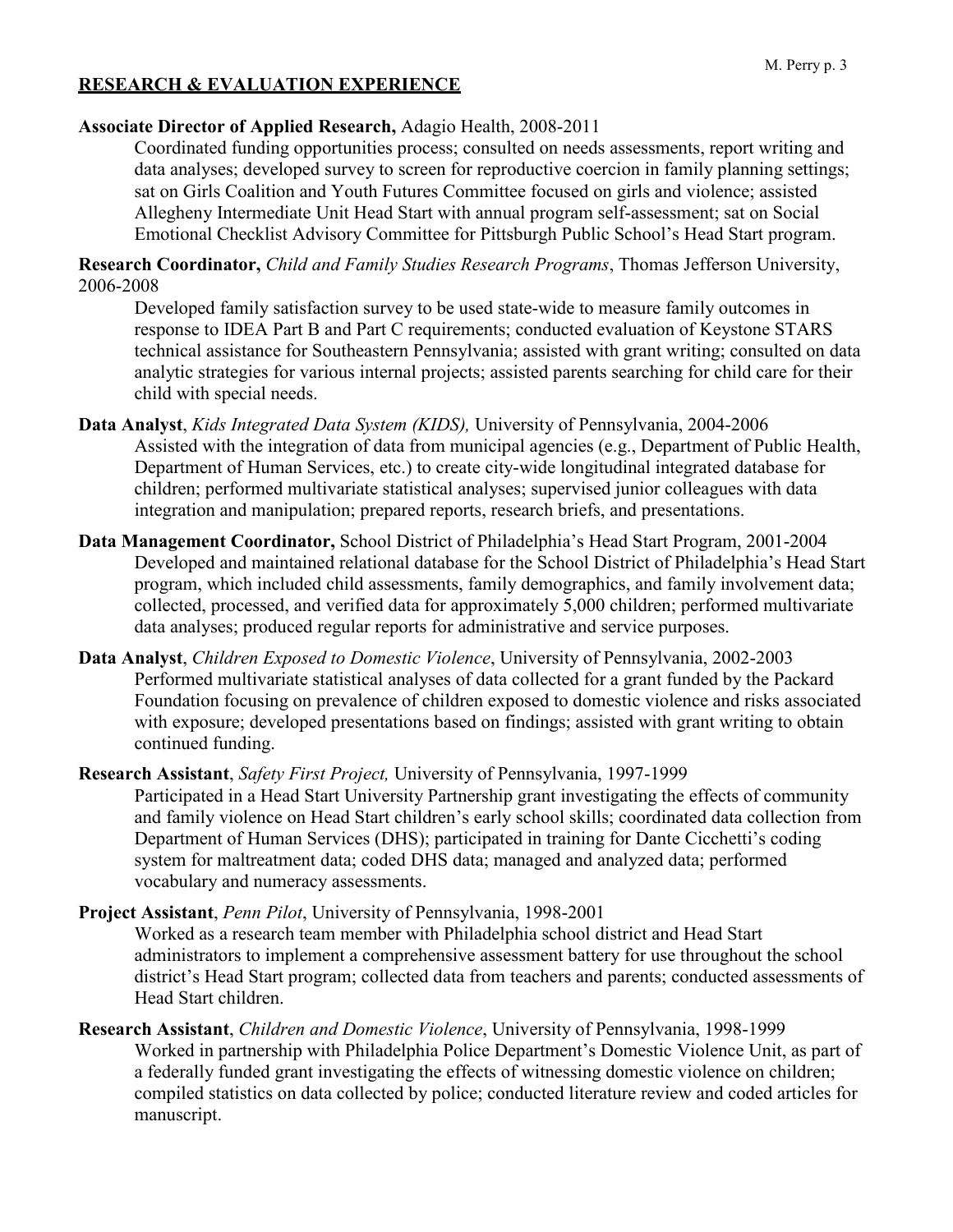## RESEARCH & EVALUATION EXPERIENCE

**Associate Director of Applied Research,** Adagio Health, 2008-2011

Coordinated funding opportunities process; consulted on needs assessments, report writing and data analyses; developed survey to screen for reproductive coercion in family planning settings; sat on Girls Coalition and Youth Futures Committee focused on girls and violence; assisted Allegheny Intermediate Unit Head Start with annual program self-assessment; sat on Social Emotional Checklist Advisory Committee for Pittsburgh Public School's Head Start program.

**Research Coordinator,** *Child and Family Studies Research Programs*, Thomas Jefferson University, 2006-2008

Developed family satisfaction survey to be used state-wide to measure family outcomes in response to IDEA Part B and Part C requirements; conducted evaluation of Keystone STARS technical assistance for Southeastern Pennsylvania; assisted with grant writing; consulted on data analytic strategies for various internal projects; assisted parents searching for child care for their child with special needs.

**Data Analyst**, *Kids Integrated Data System (KIDS),* University of Pennsylvania, 2004-2006

Assisted with the integration of data from municipal agencies (e.g., Department of Public Health, Department of Human Services, etc.) to create city-wide longitudinal integrated database for children; performed multivariate statistical analyses; supervised junior colleagues with data integration and manipulation; prepared reports, research briefs, and presentations.

**Data Management Coordinator,** School District of Philadelphia's Head Start Program, 2001-2004

Developed and maintained relational database for the School District of Philadelphia's Head Start program, which included child assessments, family demographics, and family involvement data; collected, processed, and verified data for approximately 5,000 children; performed multivariate data analyses; produced regular reports for administrative and service purposes.

**Data Analyst**, *Children Exposed to Domestic Violence*, University of Pennsylvania, 2002-2003

Performed multivariate statistical analyses of data collected for a grant funded by the Packard Foundation focusing on prevalence of children exposed to domestic violence and risks associated with exposure; developed presentations based on findings; assisted with grant writing to obtain continued funding.

**Research Assistant**, *Safety First Project,* University of Pennsylvania, 1997-1999

Participated in a Head Start University Partnership grant investigating the effects of community and family violence on Head Start children's early school skills; coordinated data collection from Department of Human Services (DHS); participated in training for Dante Cicchetti's coding system for maltreatment data; coded DHS data; managed and analyzed data; performed vocabulary and numeracy assessments.

**Project Assistant**, *Penn Pilot*, University of Pennsylvania, 1998-2001

Worked as a research team member with Philadelphia school district and Head Start administrators to implement a comprehensive assessment battery for use throughout the school district's Head Start program; collected data from teachers and parents; conducted assessments of Head Start children.

**Research Assistant**, *Children and Domestic Violence*, University of Pennsylvania, 1998-1999

Worked in partnership with Philadelphia Police Department's Domestic Violence Unit, as part of a federally funded grant investigating the effects of witnessing domestic violence on children; compiled statistics on data collected by police; conducted literature review and coded articles for manuscript.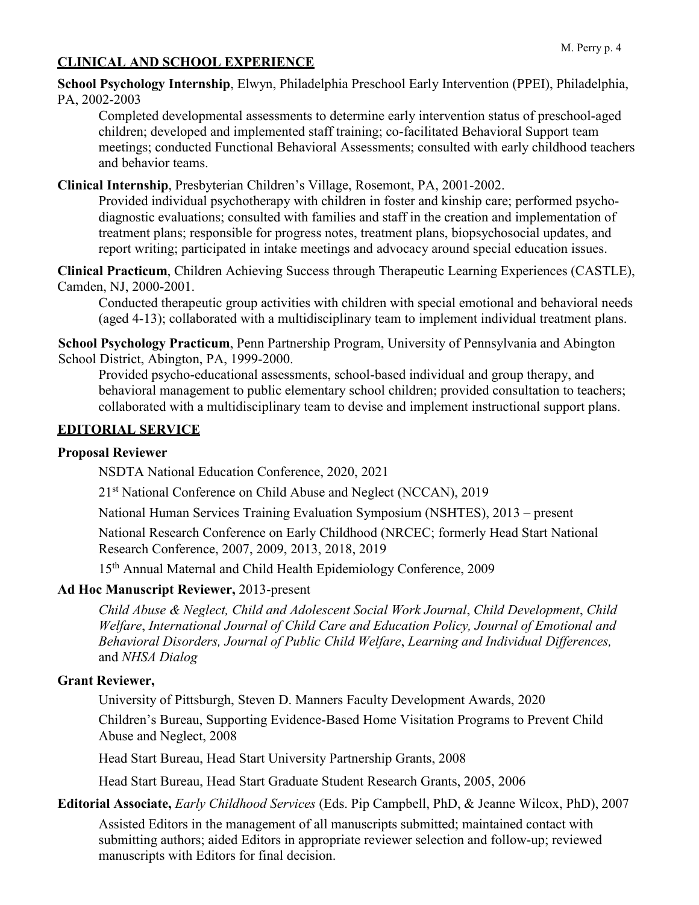## CLINICAL AND SCHOOL EXPERIENCE

**School Psychology Internship**, Elwyn, Philadelphia Preschool Early Intervention (PPEI), Philadelphia, PA, 2002-2003

Completed developmental assessments to determine early intervention status of preschool-aged children; developed and implemented staff training; co-facilitated Behavioral Support team meetings; conducted Functional Behavioral Assessments; consulted with early childhood teachers and behavior teams.

**Clinical Internship**, Presbyterian Children's Village, Rosemont, PA, 2001-2002.

Provided individual psychotherapy with children in foster and kinship care; performed psycho-diagnostic evaluations; consulted with families and staff in the creation and implementation of treatment plans; responsible for progress notes, treatment plans, biopsychosocial updates, and report writing; participated in intake meetings and advocacy around special education issues.

**Clinical Practicum**, Children Achieving Success through Therapeutic Learning Experiences (CASTLE), Camden, NJ, 2000-2001.

Conducted therapeutic group activities with children with special emotional and behavioral needs (aged 4-13); collaborated with a multidisciplinary team to implement individual treatment plans.

**School Psychology Practicum**, Penn Partnership Program, University of Pennsylvania and Abington School District, Abington, PA, 1999-2000.

Provided psycho-educational assessments, school-based individual and group therapy, and behavioral management to public elementary school children; provided consultation to teachers; collaborated with a multidisciplinary team to devise and implement instructional support plans.

## EDITORIAL SERVICE

**Proposal Reviewer**

NSDTA National Education Conference, 2020, 2021

21st National Conference on Child Abuse and Neglect (NCCAN), 2019

National Human Services Training Evaluation Symposium (NSHTES), 2013 – present

National Research Conference on Early Childhood (NRCEC; formerly Head Start National Research Conference, 2007, 2009, 2013, 2018, 2019

15th Annual Maternal and Child Health Epidemiology Conference, 2009

**Ad Hoc Manuscript Reviewer,** 2013-present

*Child Abuse & Neglect, Child and Adolescent Social Work Journal*, *Child Development*, *Child Welfare*, *International Journal of Child Care and Education Policy, Journal of Emotional and Behavioral Disorders, Journal of Public Child Welfare*, *Learning and Individual Differences,* and *NHSA Dialog*

**Grant Reviewer,**

University of Pittsburgh, Steven D. Manners Faculty Development Awards, 2020

Children's Bureau, Supporting Evidence-Based Home Visitation Programs to Prevent Child Abuse and Neglect, 2008

Head Start Bureau, Head Start University Partnership Grants, 2008

Head Start Bureau, Head Start Graduate Student Research Grants, 2005, 2006

**Editorial Associate,** *Early Childhood Services* (Eds. Pip Campbell, PhD, & Jeanne Wilcox, PhD), 2007

Assisted Editors in the management of all manuscripts submitted; maintained contact with submitting authors; aided Editors in appropriate reviewer selection and follow-up; reviewed manuscripts with Editors for final decision.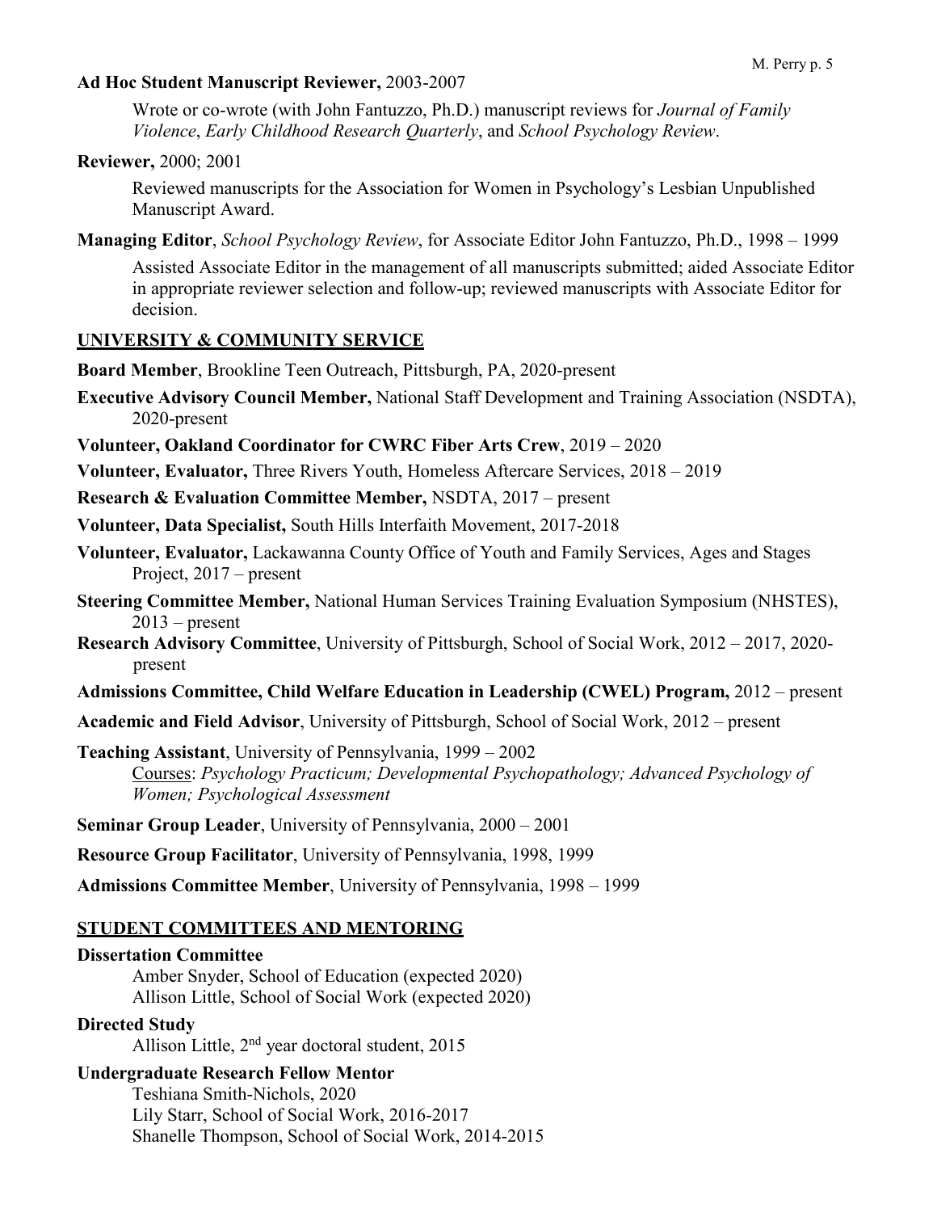**Ad Hoc Student Manuscript Reviewer,** 2003-2007

Wrote or co-wrote (with John Fantuzzo, Ph.D.) manuscript reviews for *Journal of Family Violence*, *Early Childhood Research Quarterly*, and *School Psychology Review*.

**Reviewer,** 2000; 2001

Reviewed manuscripts for the Association for Women in Psychology's Lesbian Unpublished Manuscript Award.

**Managing Editor**, *School Psychology Review*, for Associate Editor John Fantuzzo, Ph.D., 1998 – 1999

Assisted Associate Editor in the management of all manuscripts submitted; aided Associate Editor in appropriate reviewer selection and follow-up; reviewed manuscripts with Associate Editor for decision.

## UNIVERSITY & COMMUNITY SERVICE

**Board Member**, Brookline Teen Outreach, Pittsburgh, PA, 2020-present

**Executive Advisory Council Member,** National Staff Development and Training Association (NSDTA), 2020-present

**Volunteer, Oakland Coordinator for CWRC Fiber Arts Crew**, 2019 – 2020

**Volunteer, Evaluator,** Three Rivers Youth, Homeless Aftercare Services, 2018 – 2019

**Research & Evaluation Committee Member,** NSDTA, 2017 – present

**Volunteer, Data Specialist,** South Hills Interfaith Movement, 2017-2018

**Volunteer, Evaluator,** Lackawanna County Office of Youth and Family Services, Ages and Stages Project, 2017 – present

**Steering Committee Member,** National Human Services Training Evaluation Symposium (NHSTES), 2013 – present

**Research Advisory Committee**, University of Pittsburgh, School of Social Work, 2012 – 2017, 2020-present

**Admissions Committee, Child Welfare Education in Leadership (CWEL) Program,** 2012 – present

**Academic and Field Advisor**, University of Pittsburgh, School of Social Work, 2012 – present

**Teaching Assistant**, University of Pennsylvania, 1999 – 2002
Courses: *Psychology Practicum; Developmental Psychopathology; Advanced Psychology of Women; Psychological Assessment*

**Seminar Group Leader**, University of Pennsylvania, 2000 – 2001

**Resource Group Facilitator**, University of Pennsylvania, 1998, 1999

**Admissions Committee Member**, University of Pennsylvania, 1998 – 1999

## STUDENT COMMITTEES AND MENTORING

**Dissertation Committee**

Amber Snyder, School of Education (expected 2020)
Allison Little, School of Social Work (expected 2020)

**Directed Study**

Allison Little, 2nd year doctoral student, 2015

**Undergraduate Research Fellow Mentor**

Teshiana Smith-Nichols, 2020
Lily Starr, School of Social Work, 2016-2017
Shanelle Thompson, School of Social Work, 2014-2015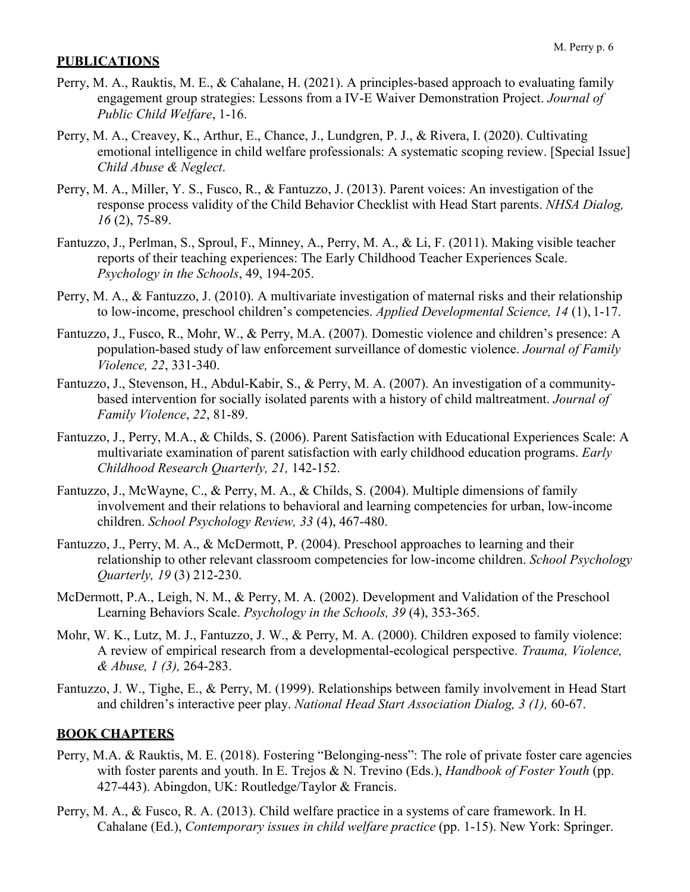## PUBLICATIONS

Perry, M. A., Rauktis, M. E., & Cahalane, H. (2021). A principles-based approach to evaluating family engagement group strategies: Lessons from a IV-E Waiver Demonstration Project. *Journal of Public Child Welfare*, 1-16.

Perry, M. A., Creavey, K., Arthur, E., Chance, J., Lundgren, P. J., & Rivera, I. (2020). Cultivating emotional intelligence in child welfare professionals: A systematic scoping review. [Special Issue] *Child Abuse & Neglect*.

Perry, M. A., Miller, Y. S., Fusco, R., & Fantuzzo, J. (2013). Parent voices: An investigation of the response process validity of the Child Behavior Checklist with Head Start parents. *NHSA Dialog, 16* (2), 75-89.

Fantuzzo, J., Perlman, S., Sproul, F., Minney, A., Perry, M. A., & Li, F. (2011). Making visible teacher reports of their teaching experiences: The Early Childhood Teacher Experiences Scale. *Psychology in the Schools*, 49, 194-205.

Perry, M. A., & Fantuzzo, J. (2010). A multivariate investigation of maternal risks and their relationship to low-income, preschool children's competencies. *Applied Developmental Science, 14* (1), 1-17.

Fantuzzo, J., Fusco, R., Mohr, W., & Perry, M.A. (2007). Domestic violence and children's presence: A population-based study of law enforcement surveillance of domestic violence. *Journal of Family Violence, 22*, 331-340.

Fantuzzo, J., Stevenson, H., Abdul-Kabir, S., & Perry, M. A. (2007). An investigation of a community-based intervention for socially isolated parents with a history of child maltreatment. *Journal of Family Violence*, *22*, 81-89.

Fantuzzo, J., Perry, M.A., & Childs, S. (2006). Parent Satisfaction with Educational Experiences Scale: A multivariate examination of parent satisfaction with early childhood education programs. *Early Childhood Research Quarterly, 21,* 142-152.

Fantuzzo, J., McWayne, C., & Perry, M. A., & Childs, S. (2004). Multiple dimensions of family involvement and their relations to behavioral and learning competencies for urban, low-income children. *School Psychology Review, 33* (4), 467-480.

Fantuzzo, J., Perry, M. A., & McDermott, P. (2004). Preschool approaches to learning and their relationship to other relevant classroom competencies for low-income children. *School Psychology Quarterly, 19* (3) 212-230.

McDermott, P.A., Leigh, N. M., & Perry, M. A. (2002). Development and Validation of the Preschool Learning Behaviors Scale. *Psychology in the Schools, 39* (4), 353-365.

Mohr, W. K., Lutz, M. J., Fantuzzo, J. W., & Perry, M. A. (2000). Children exposed to family violence: A review of empirical research from a developmental-ecological perspective. *Trauma, Violence, & Abuse, 1 (3),* 264-283.

Fantuzzo, J. W., Tighe, E., & Perry, M. (1999). Relationships between family involvement in Head Start and children's interactive peer play. *National Head Start Association Dialog, 3 (1),* 60-67.

## BOOK CHAPTERS

Perry, M.A. & Rauktis, M. E. (2018). Fostering "Belonging-ness": The role of private foster care agencies with foster parents and youth. In E. Trejos & N. Trevino (Eds.), *Handbook of Foster Youth* (pp. 427-443). Abingdon, UK: Routledge/Taylor & Francis.

Perry, M. A., & Fusco, R. A. (2013). Child welfare practice in a systems of care framework. In H. Cahalane (Ed.), *Contemporary issues in child welfare practice* (pp. 1-15). New York: Springer.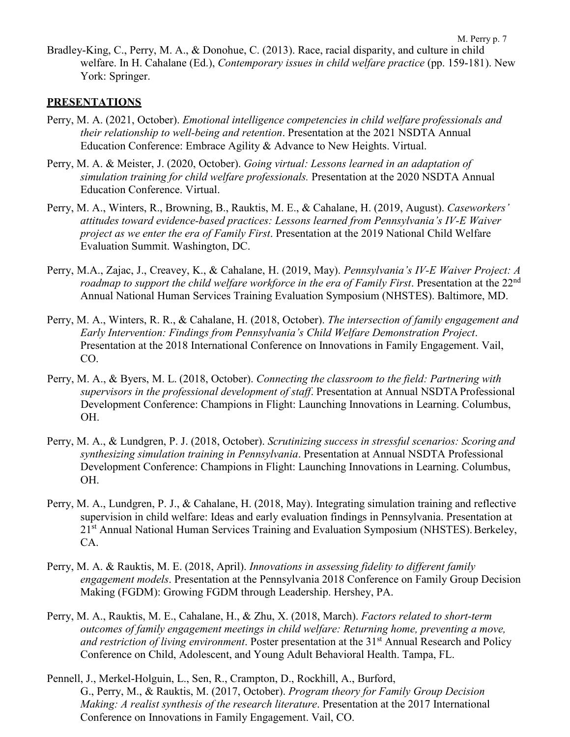Bradley-King, C., Perry, M. A., & Donohue, C. (2013). Race, racial disparity, and culture in child welfare. In H. Cahalane (Ed.), *Contemporary issues in child welfare practice* (pp. 159-181). New York: Springer.

## PRESENTATIONS

Perry, M. A. (2021, October). *Emotional intelligence competencies in child welfare professionals and their relationship to well-being and retention*. Presentation at the 2021 NSDTA Annual Education Conference: Embrace Agility & Advance to New Heights. Virtual.

Perry, M. A. & Meister, J. (2020, October). *Going virtual: Lessons learned in an adaptation of simulation training for child welfare professionals.* Presentation at the 2020 NSDTA Annual Education Conference. Virtual.

Perry, M. A., Winters, R., Browning, B., Rauktis, M. E., & Cahalane, H. (2019, August). *Caseworkers' attitudes toward evidence-based practices: Lessons learned from Pennsylvania's IV-E Waiver project as we enter the era of Family First*. Presentation at the 2019 National Child Welfare Evaluation Summit. Washington, DC.

Perry, M.A., Zajac, J., Creavey, K., & Cahalane, H. (2019, May). *Pennsylvania's IV-E Waiver Project: A roadmap to support the child welfare workforce in the era of Family First*. Presentation at the 22nd Annual National Human Services Training Evaluation Symposium (NHSTES). Baltimore, MD.

Perry, M. A., Winters, R. R., & Cahalane, H. (2018, October). *The intersection of family engagement and Early Intervention: Findings from Pennsylvania's Child Welfare Demonstration Project*. Presentation at the 2018 International Conference on Innovations in Family Engagement. Vail, CO.

Perry, M. A., & Byers, M. L. (2018, October). *Connecting the classroom to the field: Partnering with supervisors in the professional development of staff*. Presentation at Annual NSDTA Professional Development Conference: Champions in Flight: Launching Innovations in Learning. Columbus, OH.

Perry, M. A., & Lundgren, P. J. (2018, October). *Scrutinizing success in stressful scenarios: Scoring and synthesizing simulation training in Pennsylvania*. Presentation at Annual NSDTA Professional Development Conference: Champions in Flight: Launching Innovations in Learning. Columbus, OH.

Perry, M. A., Lundgren, P. J., & Cahalane, H. (2018, May). Integrating simulation training and reflective supervision in child welfare: Ideas and early evaluation findings in Pennsylvania. Presentation at 21st Annual National Human Services Training and Evaluation Symposium (NHSTES). Berkeley, CA.

Perry, M. A. & Rauktis, M. E. (2018, April). *Innovations in assessing fidelity to different family engagement models*. Presentation at the Pennsylvania 2018 Conference on Family Group Decision Making (FGDM): Growing FGDM through Leadership. Hershey, PA.

Perry, M. A., Rauktis, M. E., Cahalane, H., & Zhu, X. (2018, March). *Factors related to short-term outcomes of family engagement meetings in child welfare: Returning home, preventing a move, and restriction of living environment*. Poster presentation at the 31st Annual Research and Policy Conference on Child, Adolescent, and Young Adult Behavioral Health. Tampa, FL.

Pennell, J., Merkel-Holguin, L., Sen, R., Crampton, D., Rockhill, A., Burford, G., Perry, M., & Rauktis, M. (2017, October). *Program theory for Family Group Decision Making: A realist synthesis of the research literature*. Presentation at the 2017 International Conference on Innovations in Family Engagement. Vail, CO.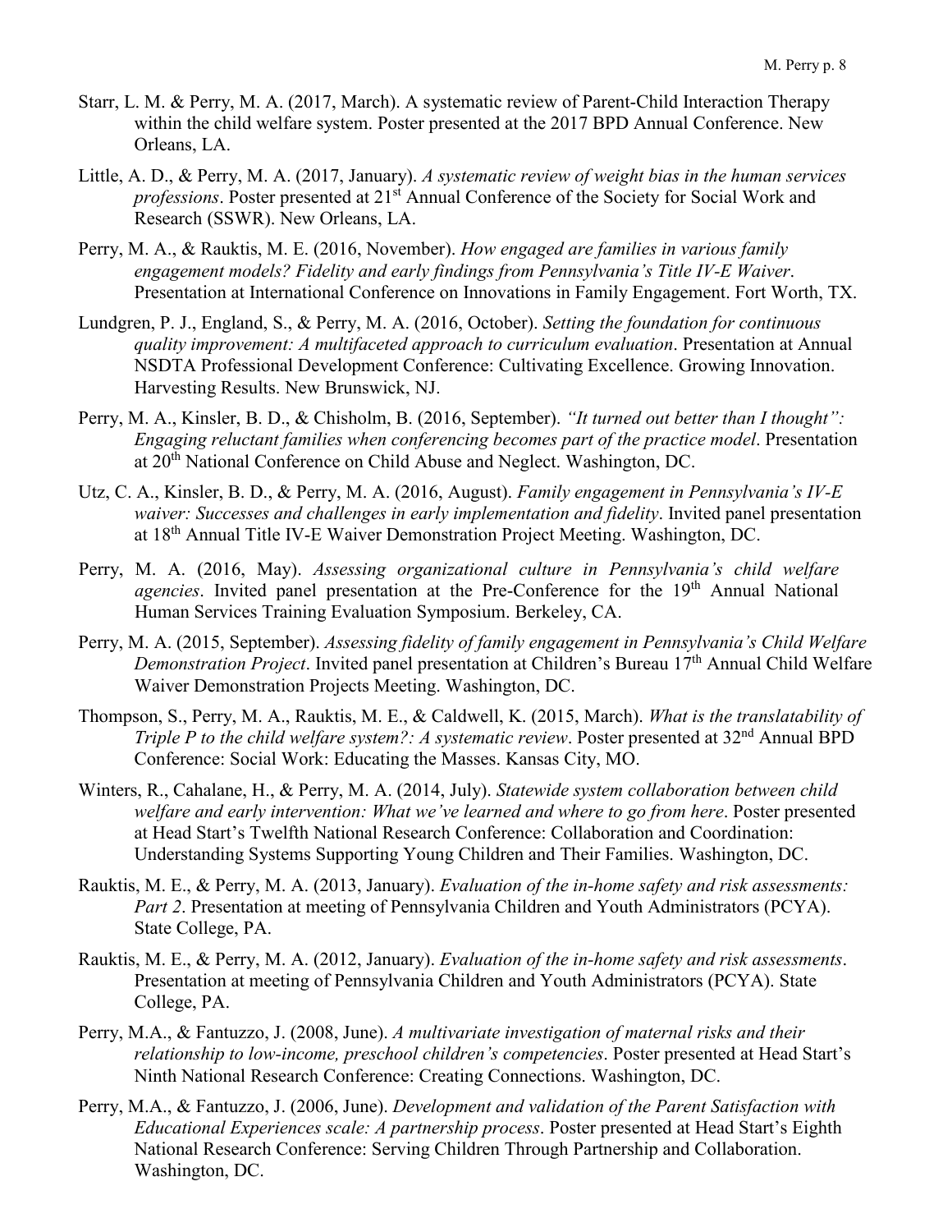Starr, L. M. & Perry, M. A. (2017, March). A systematic review of Parent-Child Interaction Therapy within the child welfare system. Poster presented at the 2017 BPD Annual Conference. New Orleans, LA.

Little, A. D., & Perry, M. A. (2017, January). *A systematic review of weight bias in the human services professions*. Poster presented at 21st Annual Conference of the Society for Social Work and Research (SSWR). New Orleans, LA.

Perry, M. A., & Rauktis, M. E. (2016, November). *How engaged are families in various family engagement models? Fidelity and early findings from Pennsylvania's Title IV-E Waiver*. Presentation at International Conference on Innovations in Family Engagement. Fort Worth, TX.

Lundgren, P. J., England, S., & Perry, M. A. (2016, October). *Setting the foundation for continuous quality improvement: A multifaceted approach to curriculum evaluation*. Presentation at Annual NSDTA Professional Development Conference: Cultivating Excellence. Growing Innovation. Harvesting Results. New Brunswick, NJ.

Perry, M. A., Kinsler, B. D., & Chisholm, B. (2016, September). *"It turned out better than I thought": Engaging reluctant families when conferencing becomes part of the practice model*. Presentation at 20th National Conference on Child Abuse and Neglect. Washington, DC.

Utz, C. A., Kinsler, B. D., & Perry, M. A. (2016, August). *Family engagement in Pennsylvania's IV-E waiver: Successes and challenges in early implementation and fidelity*. Invited panel presentation at 18th Annual Title IV-E Waiver Demonstration Project Meeting. Washington, DC.

Perry, M. A. (2016, May). *Assessing organizational culture in Pennsylvania's child welfare agencies*. Invited panel presentation at the Pre-Conference for the 19th Annual National Human Services Training Evaluation Symposium. Berkeley, CA.

Perry, M. A. (2015, September). *Assessing fidelity of family engagement in Pennsylvania's Child Welfare Demonstration Project*. Invited panel presentation at Children's Bureau 17th Annual Child Welfare Waiver Demonstration Projects Meeting. Washington, DC.

Thompson, S., Perry, M. A., Rauktis, M. E., & Caldwell, K. (2015, March). *What is the translatability of Triple P to the child welfare system?: A systematic review*. Poster presented at 32nd Annual BPD Conference: Social Work: Educating the Masses. Kansas City, MO.

Winters, R., Cahalane, H., & Perry, M. A. (2014, July). *Statewide system collaboration between child welfare and early intervention: What we've learned and where to go from here*. Poster presented at Head Start's Twelfth National Research Conference: Collaboration and Coordination: Understanding Systems Supporting Young Children and Their Families. Washington, DC.

Rauktis, M. E., & Perry, M. A. (2013, January). *Evaluation of the in-home safety and risk assessments: Part 2*. Presentation at meeting of Pennsylvania Children and Youth Administrators (PCYA). State College, PA.

Rauktis, M. E., & Perry, M. A. (2012, January). *Evaluation of the in-home safety and risk assessments*. Presentation at meeting of Pennsylvania Children and Youth Administrators (PCYA). State College, PA.

Perry, M.A., & Fantuzzo, J. (2008, June). *A multivariate investigation of maternal risks and their relationship to low-income, preschool children's competencies*. Poster presented at Head Start's Ninth National Research Conference: Creating Connections. Washington, DC.

Perry, M.A., & Fantuzzo, J. (2006, June). *Development and validation of the Parent Satisfaction with Educational Experiences scale: A partnership process*. Poster presented at Head Start's Eighth National Research Conference: Serving Children Through Partnership and Collaboration. Washington, DC.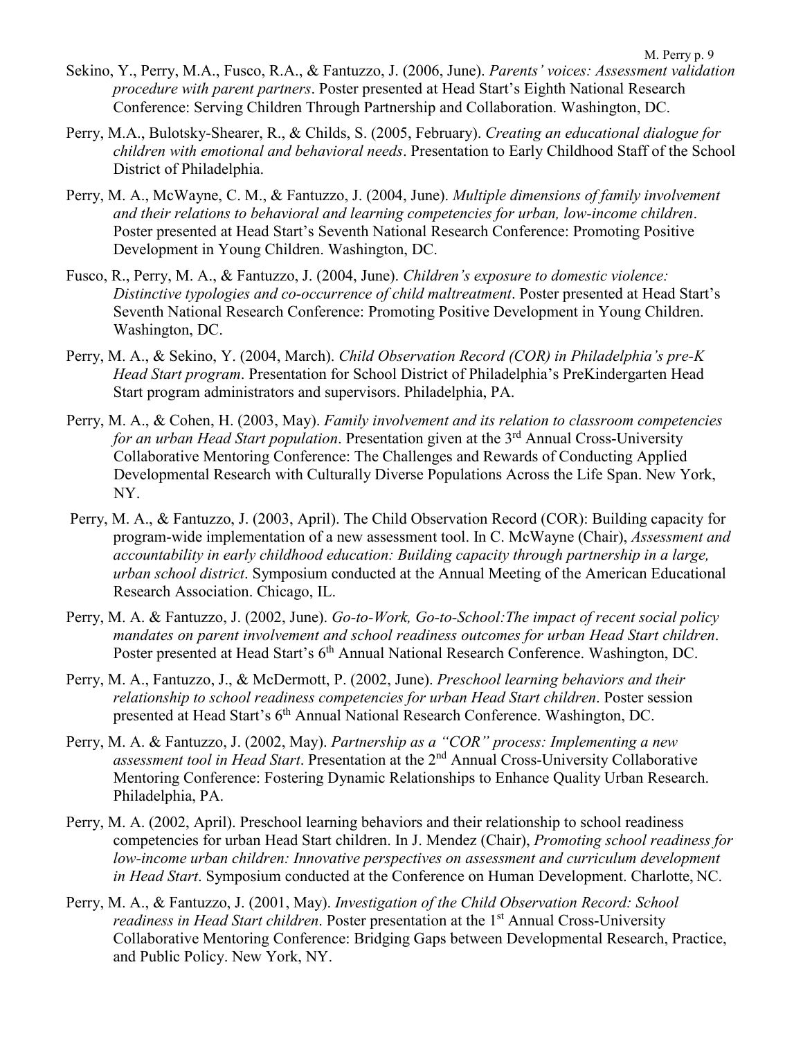Sekino, Y., Perry, M.A., Fusco, R.A., & Fantuzzo, J. (2006, June). *Parents' voices: Assessment validation procedure with parent partners*. Poster presented at Head Start's Eighth National Research Conference: Serving Children Through Partnership and Collaboration. Washington, DC.

Perry, M.A., Bulotsky-Shearer, R., & Childs, S. (2005, February). *Creating an educational dialogue for children with emotional and behavioral needs*. Presentation to Early Childhood Staff of the School District of Philadelphia.

Perry, M. A., McWayne, C. M., & Fantuzzo, J. (2004, June). *Multiple dimensions of family involvement and their relations to behavioral and learning competencies for urban, low-income children*. Poster presented at Head Start's Seventh National Research Conference: Promoting Positive Development in Young Children. Washington, DC.

Fusco, R., Perry, M. A., & Fantuzzo, J. (2004, June). *Children's exposure to domestic violence: Distinctive typologies and co-occurrence of child maltreatment*. Poster presented at Head Start's Seventh National Research Conference: Promoting Positive Development in Young Children. Washington, DC.

Perry, M. A., & Sekino, Y. (2004, March). *Child Observation Record (COR) in Philadelphia's pre-K Head Start program*. Presentation for School District of Philadelphia's PreKindergarten Head Start program administrators and supervisors. Philadelphia, PA.

Perry, M. A., & Cohen, H. (2003, May). *Family involvement and its relation to classroom competencies for an urban Head Start population*. Presentation given at the 3rd Annual Cross-University Collaborative Mentoring Conference: The Challenges and Rewards of Conducting Applied Developmental Research with Culturally Diverse Populations Across the Life Span. New York, NY.

Perry, M. A., & Fantuzzo, J. (2003, April). The Child Observation Record (COR): Building capacity for program-wide implementation of a new assessment tool. In C. McWayne (Chair), *Assessment and accountability in early childhood education: Building capacity through partnership in a large, urban school district*. Symposium conducted at the Annual Meeting of the American Educational Research Association. Chicago, IL.

Perry, M. A. & Fantuzzo, J. (2002, June). *Go-to-Work, Go-to-School:The impact of recent social policy mandates on parent involvement and school readiness outcomes for urban Head Start children*. Poster presented at Head Start's 6th Annual National Research Conference. Washington, DC.

Perry, M. A., Fantuzzo, J., & McDermott, P. (2002, June). *Preschool learning behaviors and their relationship to school readiness competencies for urban Head Start children*. Poster session presented at Head Start's 6th Annual National Research Conference. Washington, DC.

Perry, M. A. & Fantuzzo, J. (2002, May). *Partnership as a "COR" process: Implementing a new assessment tool in Head Start*. Presentation at the 2nd Annual Cross-University Collaborative Mentoring Conference: Fostering Dynamic Relationships to Enhance Quality Urban Research. Philadelphia, PA.

Perry, M. A. (2002, April). Preschool learning behaviors and their relationship to school readiness competencies for urban Head Start children. In J. Mendez (Chair), *Promoting school readiness for low-income urban children: Innovative perspectives on assessment and curriculum development in Head Start*. Symposium conducted at the Conference on Human Development. Charlotte, NC.

Perry, M. A., & Fantuzzo, J. (2001, May). *Investigation of the Child Observation Record: School readiness in Head Start children*. Poster presentation at the 1st Annual Cross-University Collaborative Mentoring Conference: Bridging Gaps between Developmental Research, Practice, and Public Policy. New York, NY.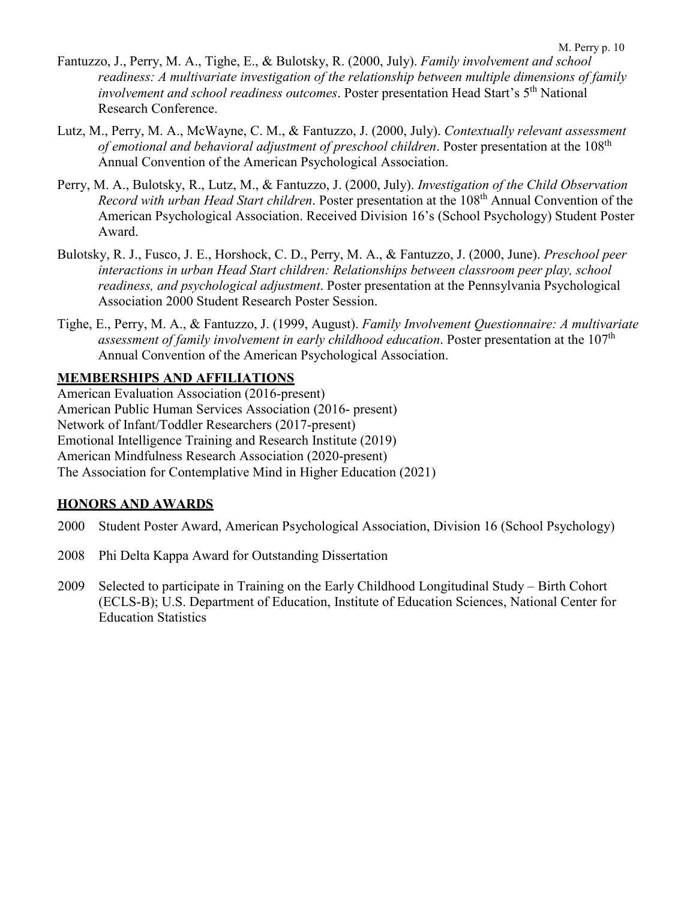Fantuzzo, J., Perry, M. A., Tighe, E., & Bulotsky, R. (2000, July). *Family involvement and school readiness: A multivariate investigation of the relationship between multiple dimensions of family involvement and school readiness outcomes*. Poster presentation Head Start's 5th National Research Conference.

Lutz, M., Perry, M. A., McWayne, C. M., & Fantuzzo, J. (2000, July). *Contextually relevant assessment of emotional and behavioral adjustment of preschool children*. Poster presentation at the 108th Annual Convention of the American Psychological Association.

Perry, M. A., Bulotsky, R., Lutz, M., & Fantuzzo, J. (2000, July). *Investigation of the Child Observation Record with urban Head Start children*. Poster presentation at the 108th Annual Convention of the American Psychological Association. Received Division 16's (School Psychology) Student Poster Award.

Bulotsky, R. J., Fusco, J. E., Horshock, C. D., Perry, M. A., & Fantuzzo, J. (2000, June). *Preschool peer interactions in urban Head Start children: Relationships between classroom peer play, school readiness, and psychological adjustment*. Poster presentation at the Pennsylvania Psychological Association 2000 Student Research Poster Session.

Tighe, E., Perry, M. A., & Fantuzzo, J. (1999, August). *Family Involvement Questionnaire: A multivariate assessment of family involvement in early childhood education*. Poster presentation at the 107th Annual Convention of the American Psychological Association.

## MEMBERSHIPS AND AFFILIATIONS

American Evaluation Association (2016-present)
American Public Human Services Association (2016- present)
Network of Infant/Toddler Researchers (2017-present)
Emotional Intelligence Training and Research Institute (2019)
American Mindfulness Research Association (2020-present)
The Association for Contemplative Mind in Higher Education (2021)

## HONORS AND AWARDS

2000 Student Poster Award, American Psychological Association, Division 16 (School Psychology)

2008 Phi Delta Kappa Award for Outstanding Dissertation

2009 Selected to participate in Training on the Early Childhood Longitudinal Study – Birth Cohort (ECLS-B); U.S. Department of Education, Institute of Education Sciences, National Center for Education Statistics